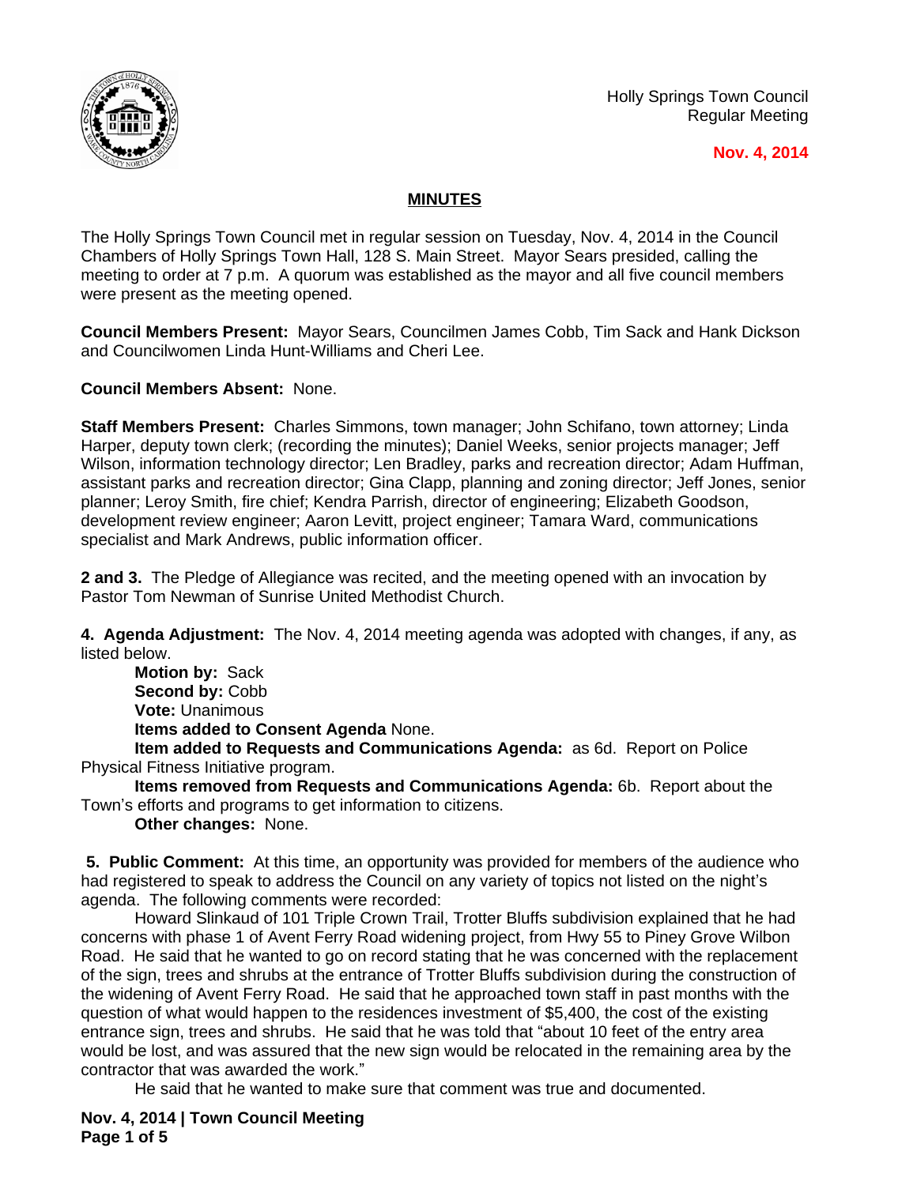Holly Springs Town Council
Regular Meeting

**Nov. 4, 2014**

## MINUTES

The Holly Springs Town Council met in regular session on Tuesday, Nov. 4, 2014 in the Council Chambers of Holly Springs Town Hall, 128 S. Main Street. Mayor Sears presided, calling the meeting to order at 7 p.m. A quorum was established as the mayor and all five council members were present as the meeting opened.

**Council Members Present:** Mayor Sears, Councilmen James Cobb, Tim Sack and Hank Dickson and Councilwomen Linda Hunt-Williams and Cheri Lee.

**Council Members Absent:** None.

**Staff Members Present:** Charles Simmons, town manager; John Schifano, town attorney; Linda Harper, deputy town clerk; (recording the minutes); Daniel Weeks, senior projects manager; Jeff Wilson, information technology director; Len Bradley, parks and recreation director; Adam Huffman, assistant parks and recreation director; Gina Clapp, planning and zoning director; Jeff Jones, senior planner; Leroy Smith, fire chief; Kendra Parrish, director of engineering; Elizabeth Goodson, development review engineer; Aaron Levitt, project engineer; Tamara Ward, communications specialist and Mark Andrews, public information officer.

**2 and 3.** The Pledge of Allegiance was recited, and the meeting opened with an invocation by Pastor Tom Newman of Sunrise United Methodist Church.

**4. Agenda Adjustment:** The Nov. 4, 2014 meeting agenda was adopted with changes, if any, as listed below.

**Motion by:** Sack
**Second by:** Cobb
**Vote:** Unanimous
**Items added to Consent Agenda** None.
**Item added to Requests and Communications Agenda:** as 6d. Report on Police Physical Fitness Initiative program.
**Items removed from Requests and Communications Agenda:** 6b. Report about the Town's efforts and programs to get information to citizens.
**Other changes:** None.

**5. Public Comment:** At this time, an opportunity was provided for members of the audience who had registered to speak to address the Council on any variety of topics not listed on the night's agenda. The following comments were recorded:

Howard Slinkaud of 101 Triple Crown Trail, Trotter Bluffs subdivision explained that he had concerns with phase 1 of Avent Ferry Road widening project, from Hwy 55 to Piney Grove Wilbon Road. He said that he wanted to go on record stating that he was concerned with the replacement of the sign, trees and shrubs at the entrance of Trotter Bluffs subdivision during the construction of the widening of Avent Ferry Road. He said that he approached town staff in past months with the question of what would happen to the residences investment of $5,400, the cost of the existing entrance sign, trees and shrubs. He said that he was told that "about 10 feet of the entry area would be lost, and was assured that the new sign would be relocated in the remaining area by the contractor that was awarded the work."

He said that he wanted to make sure that comment was true and documented.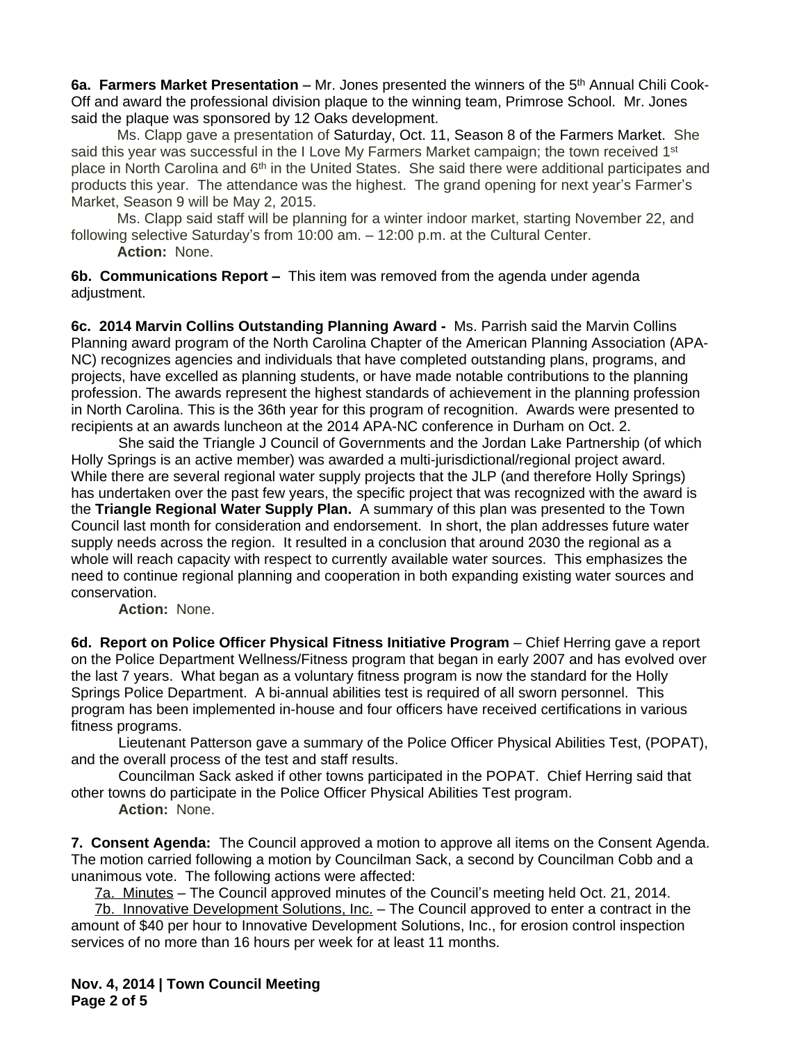**6a. Farmers Market Presentation –** Mr. Jones presented the winners of the 5th Annual Chili Cook-Off and award the professional division plaque to the winning team, Primrose School. Mr. Jones said the plaque was sponsored by 12 Oaks development.

Ms. Clapp gave a presentation of Saturday, Oct. 11, Season 8 of the Farmers Market. She said this year was successful in the I Love My Farmers Market campaign; the town received 1st place in North Carolina and 6th in the United States. She said there were additional participates and products this year. The attendance was the highest. The grand opening for next year's Farmer's Market, Season 9 will be May 2, 2015.

Ms. Clapp said staff will be planning for a winter indoor market, starting November 22, and following selective Saturday's from 10:00 am. – 12:00 p.m. at the Cultural Center.

**Action:** None.

**6b. Communications Report –** This item was removed from the agenda under agenda adjustment.

**6c. 2014 Marvin Collins Outstanding Planning Award -** Ms. Parrish said the Marvin Collins Planning award program of the North Carolina Chapter of the American Planning Association (APA-NC) recognizes agencies and individuals that have completed outstanding plans, programs, and projects, have excelled as planning students, or have made notable contributions to the planning profession. The awards represent the highest standards of achievement in the planning profession in North Carolina. This is the 36th year for this program of recognition. Awards were presented to recipients at an awards luncheon at the 2014 APA-NC conference in Durham on Oct. 2.

She said the Triangle J Council of Governments and the Jordan Lake Partnership (of which Holly Springs is an active member) was awarded a multi-jurisdictional/regional project award. While there are several regional water supply projects that the JLP (and therefore Holly Springs) has undertaken over the past few years, the specific project that was recognized with the award is the **Triangle Regional Water Supply Plan.** A summary of this plan was presented to the Town Council last month for consideration and endorsement. In short, the plan addresses future water supply needs across the region. It resulted in a conclusion that around 2030 the regional as a whole will reach capacity with respect to currently available water sources. This emphasizes the need to continue regional planning and cooperation in both expanding existing water sources and conservation.

**Action:** None.

**6d. Report on Police Officer Physical Fitness Initiative Program** – Chief Herring gave a report on the Police Department Wellness/Fitness program that began in early 2007 and has evolved over the last 7 years. What began as a voluntary fitness program is now the standard for the Holly Springs Police Department. A bi-annual abilities test is required of all sworn personnel. This program has been implemented in-house and four officers have received certifications in various fitness programs.

Lieutenant Patterson gave a summary of the Police Officer Physical Abilities Test, (POPAT), and the overall process of the test and staff results.

Councilman Sack asked if other towns participated in the POPAT. Chief Herring said that other towns do participate in the Police Officer Physical Abilities Test program.

**Action:** None.

**7. Consent Agenda:** The Council approved a motion to approve all items on the Consent Agenda. The motion carried following a motion by Councilman Sack, a second by Councilman Cobb and a unanimous vote. The following actions were affected:

7a. Minutes – The Council approved minutes of the Council's meeting held Oct. 21, 2014.

7b. Innovative Development Solutions, Inc. – The Council approved to enter a contract in the amount of $40 per hour to Innovative Development Solutions, Inc., for erosion control inspection services of no more than 16 hours per week for at least 11 months.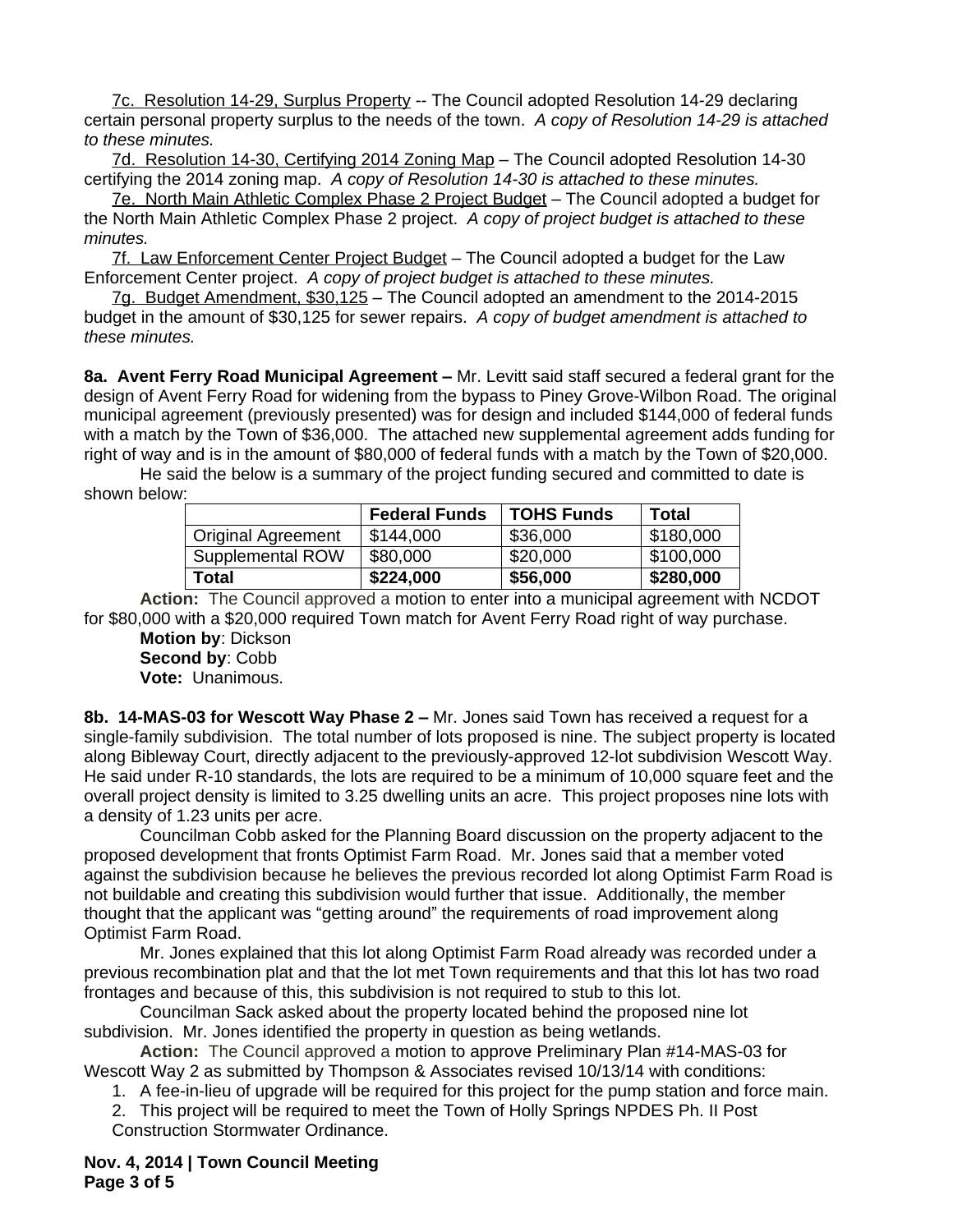7c. Resolution 14-29, Surplus Property -- The Council adopted Resolution 14-29 declaring certain personal property surplus to the needs of the town. *A copy of Resolution 14-29 is attached to these minutes.*

7d. Resolution 14-30, Certifying 2014 Zoning Map – The Council adopted Resolution 14-30 certifying the 2014 zoning map. *A copy of Resolution 14-30 is attached to these minutes.*

7e. North Main Athletic Complex Phase 2 Project Budget – The Council adopted a budget for the North Main Athletic Complex Phase 2 project. *A copy of project budget is attached to these minutes.*

7f. Law Enforcement Center Project Budget – The Council adopted a budget for the Law Enforcement Center project. *A copy of project budget is attached to these minutes.*

7g. Budget Amendment, $30,125 – The Council adopted an amendment to the 2014-2015 budget in the amount of $30,125 for sewer repairs. *A copy of budget amendment is attached to these minutes.*

**8a. Avent Ferry Road Municipal Agreement –** Mr. Levitt said staff secured a federal grant for the design of Avent Ferry Road for widening from the bypass to Piney Grove-Wilbon Road. The original municipal agreement (previously presented) was for design and included $144,000 of federal funds with a match by the Town of $36,000. The attached new supplemental agreement adds funding for right of way and is in the amount of $80,000 of federal funds with a match by the Town of $20,000.

He said the below is a summary of the project funding secured and committed to date is shown below:

| | Federal Funds | TOHS Funds | Total |
|---|---|---|---|
| Original Agreement | $144,000 | $36,000 | $180,000 |
| Supplemental ROW | $80,000 | $20,000 | $100,000 |
| **Total** | **$224,000** | **$56,000** | **$280,000** |

**Action:** The Council approved a motion to enter into a municipal agreement with NCDOT for $80,000 with a $20,000 required Town match for Avent Ferry Road right of way purchase.

**Motion by**: Dickson
**Second by**: Cobb
**Vote:** Unanimous.

**8b. 14-MAS-03 for Wescott Way Phase 2 –** Mr. Jones said Town has received a request for a single-family subdivision. The total number of lots proposed is nine. The subject property is located along Bibleway Court, directly adjacent to the previously-approved 12-lot subdivision Wescott Way. He said under R-10 standards, the lots are required to be a minimum of 10,000 square feet and the overall project density is limited to 3.25 dwelling units an acre. This project proposes nine lots with a density of 1.23 units per acre.

Councilman Cobb asked for the Planning Board discussion on the property adjacent to the proposed development that fronts Optimist Farm Road. Mr. Jones said that a member voted against the subdivision because he believes the previous recorded lot along Optimist Farm Road is not buildable and creating this subdivision would further that issue. Additionally, the member thought that the applicant was "getting around" the requirements of road improvement along Optimist Farm Road.

Mr. Jones explained that this lot along Optimist Farm Road already was recorded under a previous recombination plat and that the lot met Town requirements and that this lot has two road frontages and because of this, this subdivision is not required to stub to this lot.

Councilman Sack asked about the property located behind the proposed nine lot subdivision. Mr. Jones identified the property in question as being wetlands.

**Action:** The Council approved a motion to approve Preliminary Plan #14-MAS-03 for Wescott Way 2 as submitted by Thompson & Associates revised 10/13/14 with conditions:

1. A fee-in-lieu of upgrade will be required for this project for the pump station and force main.
2. This project will be required to meet the Town of Holly Springs NPDES Ph. II Post Construction Stormwater Ordinance.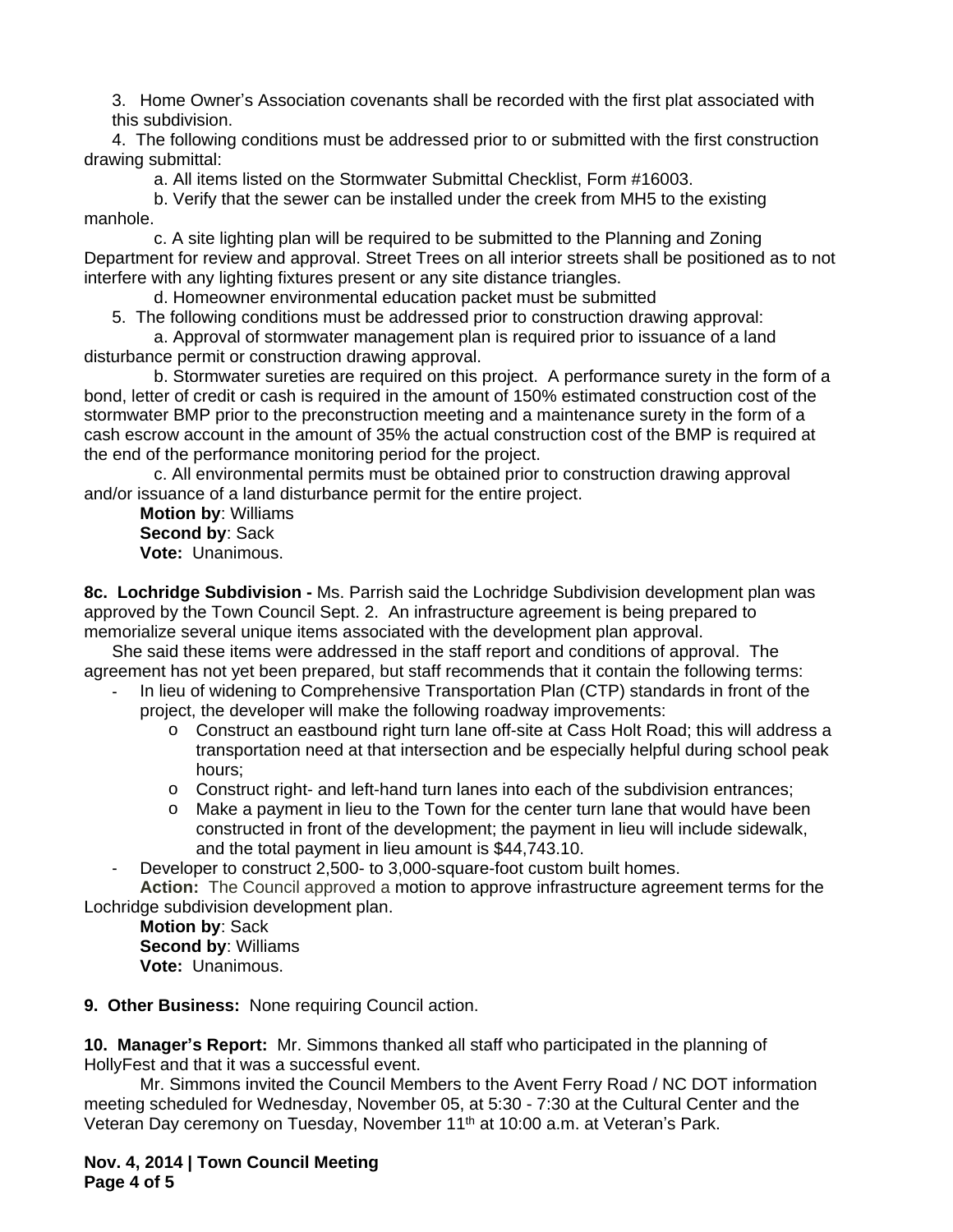3. Home Owner's Association covenants shall be recorded with the first plat associated with this subdivision.

4. The following conditions must be addressed prior to or submitted with the first construction drawing submittal:

   a. All items listed on the Stormwater Submittal Checklist, Form #16003.

   b. Verify that the sewer can be installed under the creek from MH5 to the existing manhole.

   c. A site lighting plan will be required to be submitted to the Planning and Zoning Department for review and approval. Street Trees on all interior streets shall be positioned as to not interfere with any lighting fixtures present or any site distance triangles.

   d. Homeowner environmental education packet must be submitted

5. The following conditions must be addressed prior to construction drawing approval:

   a. Approval of stormwater management plan is required prior to issuance of a land disturbance permit or construction drawing approval.

   b. Stormwater sureties are required on this project. A performance surety in the form of a bond, letter of credit or cash is required in the amount of 150% estimated construction cost of the stormwater BMP prior to the preconstruction meeting and a maintenance surety in the form of a cash escrow account in the amount of 35% the actual construction cost of the BMP is required at the end of the performance monitoring period for the project.

   c. All environmental permits must be obtained prior to construction drawing approval and/or issuance of a land disturbance permit for the entire project.

**Motion by**: Williams
**Second by**: Sack
**Vote:** Unanimous.

**8c. Lochridge Subdivision -** Ms. Parrish said the Lochridge Subdivision development plan was approved by the Town Council Sept. 2. An infrastructure agreement is being prepared to memorialize several unique items associated with the development plan approval.

She said these items were addressed in the staff report and conditions of approval. The agreement has not yet been prepared, but staff recommends that it contain the following terms:

- In lieu of widening to Comprehensive Transportation Plan (CTP) standards in front of the project, the developer will make the following roadway improvements:
  - Construct an eastbound right turn lane off-site at Cass Holt Road; this will address a transportation need at that intersection and be especially helpful during school peak hours;
  - Construct right- and left-hand turn lanes into each of the subdivision entrances;
  - Make a payment in lieu to the Town for the center turn lane that would have been constructed in front of the development; the payment in lieu will include sidewalk, and the total payment in lieu amount is $44,743.10.
- Developer to construct 2,500- to 3,000-square-foot custom built homes.

**Action:** The Council approved a motion to approve infrastructure agreement terms for the Lochridge subdivision development plan.

**Motion by**: Sack
**Second by**: Williams
**Vote:** Unanimous.

**9. Other Business:** None requiring Council action.

**10. Manager's Report:** Mr. Simmons thanked all staff who participated in the planning of HollyFest and that it was a successful event.

Mr. Simmons invited the Council Members to the Avent Ferry Road / NC DOT information meeting scheduled for Wednesday, November 05, at 5:30 - 7:30 at the Cultural Center and the Veteran Day ceremony on Tuesday, November 11th at 10:00 a.m. at Veteran's Park.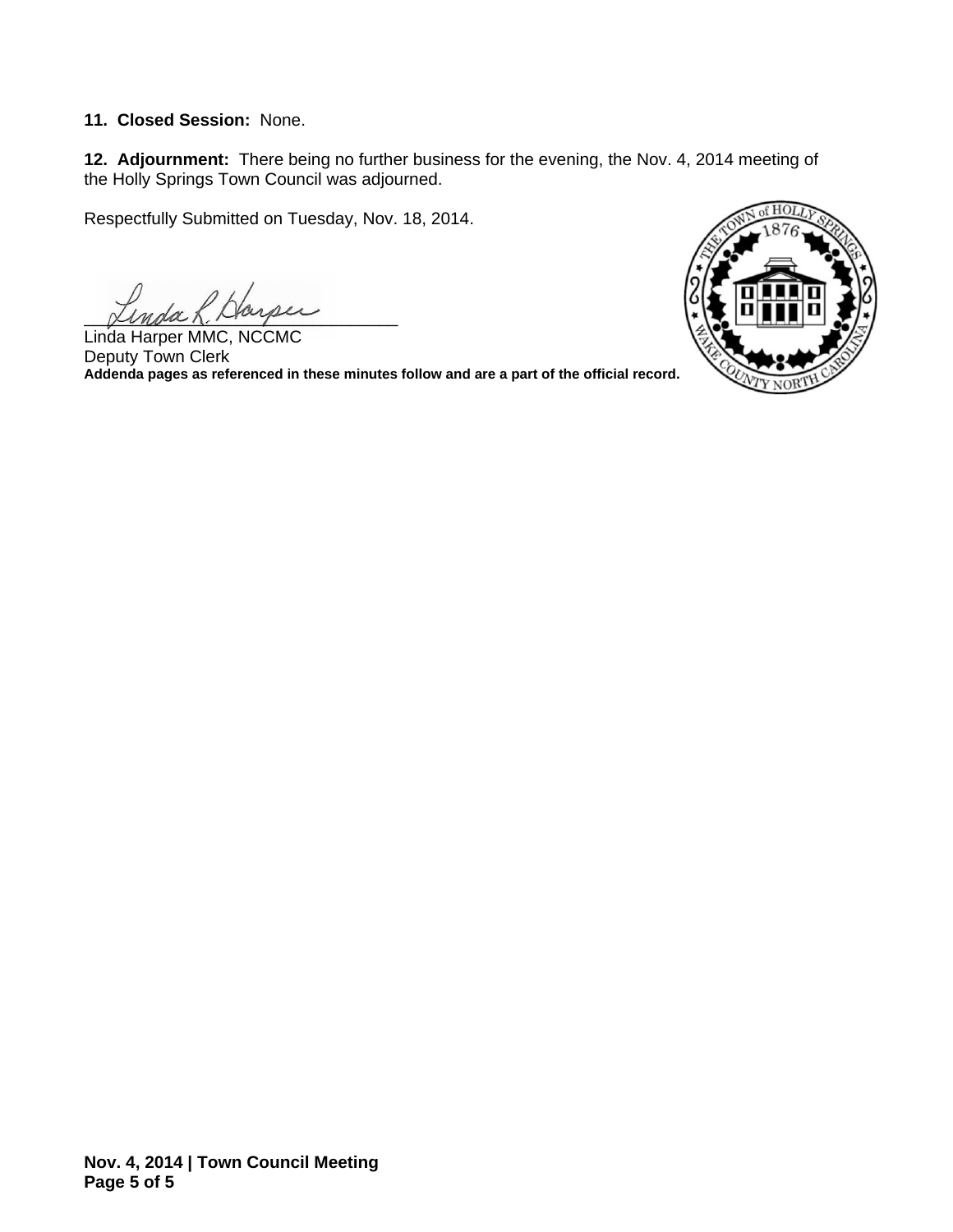**11. Closed Session:** None.

**12. Adjournment:** There being no further business for the evening, the Nov. 4, 2014 meeting of the Holly Springs Town Council was adjourned.

Respectfully Submitted on Tuesday, Nov. 18, 2014.

Linda Harper MMC, NCCMC
Deputy Town Clerk

**Addenda pages as referenced in these minutes follow and are a part of the official record.**